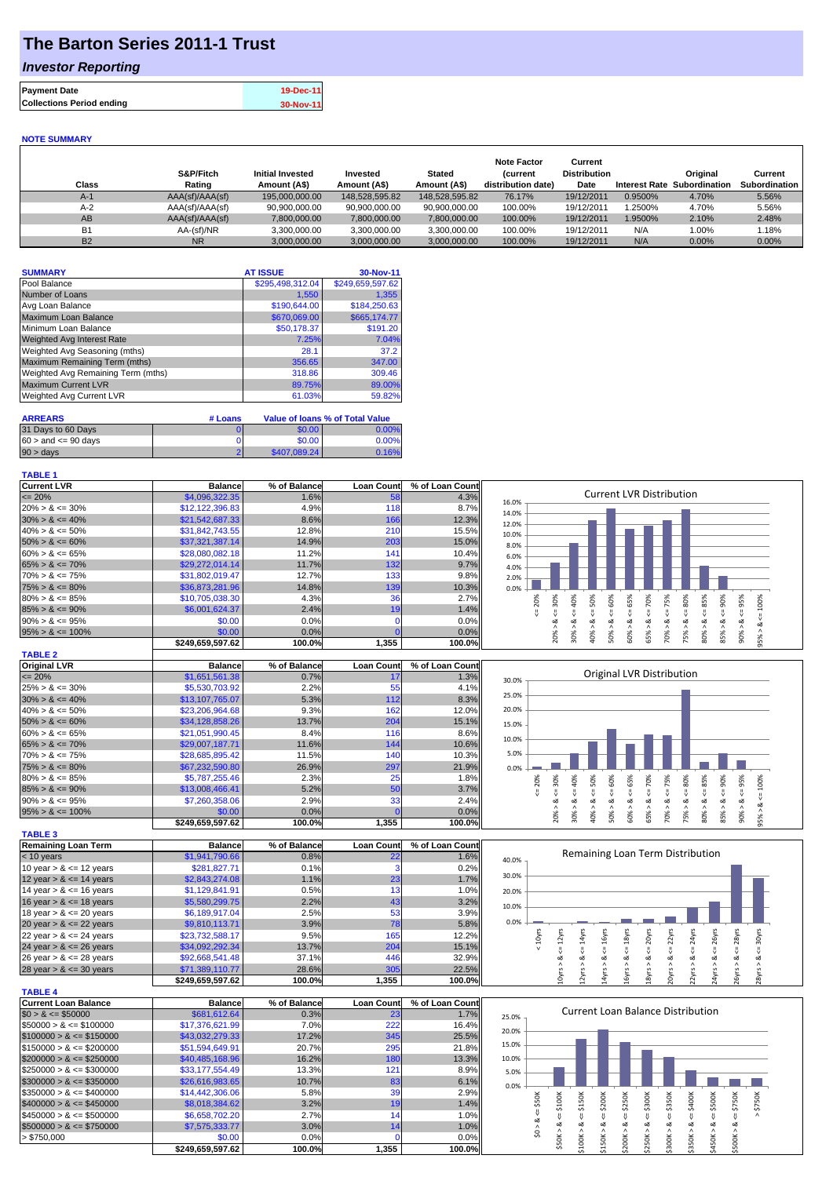# The Barton Series 2011-1 Trust

## *Investor Reporting*

| Payment Date | 19-Dec-11 |
|---|---|
| Collections Period ending | 30-Nov-11 |

**NOTE SUMMARY**

| Class | S&P/Fitch Rating | Initial Invested Amount (A$) | Invested Amount (A$) | Stated Amount (A$) | Note Factor (current distribution date) | Current Distribution Date | Interest Rate | Original Subordination | Current Subordination |
|---|---|---|---|---|---|---|---|---|---|
| A-1 | AAA(sf)/AAA(sf) | 195,000,000.00 | 148,528,595.82 | 148,528,595.82 | 76.17% | 19/12/2011 | 0.9500% | 4.70% | 5.56% |
| A-2 | AAA(sf)/AAA(sf) | 90,900,000.00 | 90,900,000.00 | 90,900,000.00 | 100.00% | 19/12/2011 | 1.2500% | 4.70% | 5.56% |
| AB | AAA(sf)/AAA(sf) | 7,800,000.00 | 7,800,000.00 | 7,800,000.00 | 100.00% | 19/12/2011 | 1.9500% | 2.10% | 2.48% |
| B1 | AA-(sf)/NR | 3,300,000.00 | 3,300,000.00 | 3,300,000.00 | 100.00% | 19/12/2011 | N/A | 1.00% | 1.18% |
| B2 | NR | 3,000,000.00 | 3,000,000.00 | 3,000,000.00 | 100.00% | 19/12/2011 | N/A | 0.00% | 0.00% |

| SUMMARY | AT ISSUE | 30-Nov-11 |
|---|---|---|
| Pool Balance | $295,498,312.04 | $249,659,597.62 |
| Number of Loans | 1,550 | 1,355 |
| Avg Loan Balance | $190,644.00 | $184,250.63 |
| Maximum Loan Balance | $670,069.00 | $665,174.77 |
| Minimum Loan Balance | $50,178.37 | $191.20 |
| Weighted Avg Interest Rate | 7.25% | 7.04% |
| Weighted Avg Seasoning (mths) | 28.1 | 37.2 |
| Maximum Remaining Term (mths) | 356.65 | 347.00 |
| Weighted Avg Remaining Term (mths) | 318.86 | 309.46 |
| Maximum Current LVR | 89.75% | 89.00% |
| Weighted Avg Current LVR | 61.03% | 59.82% |

| ARREARS | # Loans | Value of loans | % of Total Value |
|---|---|---|---|
| 31 Days to 60 Days | 0 | $0.00 | 0.00% |
| 60 > and <= 90 days | 0 | $0.00 | 0.00% |
| 90 > days | 2 | $407,089.24 | 0.16% |

**TABLE 1**

| Current LVR | Balance | % of Balance | Loan Count | % of Loan Count |
|---|---|---|---|---|
| <= 20% | $4,096,322.35 | 1.6% | 58 | 4.3% |
| 20% > & <= 30% | $12,122,396.83 | 4.9% | 118 | 8.7% |
| 30% > & <= 40% | $21,542,687.33 | 8.6% | 166 | 12.3% |
| 40% > & <= 50% | $31,842,743.55 | 12.8% | 210 | 15.5% |
| 50% > & <= 60% | $37,321,387.14 | 14.9% | 203 | 15.0% |
| 60% > & <= 65% | $28,080,082.18 | 11.2% | 141 | 10.4% |
| 65% > & <= 70% | $29,272,014.14 | 11.7% | 132 | 9.7% |
| 70% > & <= 75% | $31,802,019.47 | 12.7% | 133 | 9.8% |
| 75% > & <= 80% | $36,873,281.96 | 14.8% | 139 | 10.3% |
| 80% > & <= 85% | $10,705,038.30 | 4.3% | 36 | 2.7% |
| 85% > & <= 90% | $6,001,624.37 | 2.4% | 19 | 1.4% |
| 90% > & <= 95% | $0.00 | 0.0% | 0 | 0.0% |
| 95% > & <= 100% | $0.00 | 0.0% | 0 | 0.0% |
| | $249,659,597.62 | 100.0% | 1,355 | 100.0% |

**TABLE 2**

| Original LVR | Balance | % of Balance | Loan Count | % of Loan Count |
|---|---|---|---|---|
| <= 20% | $1,651,561.38 | 0.7% | 17 | 1.3% |
| 25% > & <= 30% | $5,530,703.92 | 2.2% | 55 | 4.1% |
| 30% > & <= 40% | $13,107,765.07 | 5.3% | 112 | 8.3% |
| 40% > & <= 50% | $23,206,964.68 | 9.3% | 162 | 12.0% |
| 50% > & <= 60% | $34,128,858.26 | 13.7% | 204 | 15.1% |
| 60% > & <= 65% | $21,051,990.45 | 8.4% | 116 | 8.6% |
| 65% > & <= 70% | $29,007,187.71 | 11.6% | 144 | 10.6% |
| 70% > & <= 75% | $28,685,895.42 | 11.5% | 140 | 10.3% |
| 75% > & <= 80% | $67,232,590.80 | 26.9% | 297 | 21.9% |
| 80% > & <= 85% | $5,787,255.46 | 2.3% | 25 | 1.8% |
| 85% > & <= 90% | $13,008,466.41 | 5.2% | 50 | 3.7% |
| 90% > & <= 95% | $7,260,358.06 | 2.9% | 33 | 2.4% |
| 95% > & <= 100% | $0.00 | 0.0% | 0 | 0.0% |
| | $249,659,597.62 | 100.0% | 1,355 | 100.0% |

**TABLE 3**

| Remaining Loan Term | Balance | % of Balance | Loan Count | % of Loan Count |
|---|---|---|---|---|
| < 10 years | $1,941,790.66 | 0.8% | 22 | 1.6% |
| 10 year > & <= 12 years | $281,827.71 | 0.1% | 3 | 0.2% |
| 12 year > & <= 14 years | $2,843,274.08 | 1.1% | 23 | 1.7% |
| 14 year > & <= 16 years | $1,129,841.91 | 0.5% | 13 | 1.0% |
| 16 year > & <= 18 years | $5,580,299.75 | 2.2% | 43 | 3.2% |
| 18 year > & <= 20 years | $6,189,917.04 | 2.5% | 53 | 3.9% |
| 20 year > & <= 22 years | $9,810,113.71 | 3.9% | 78 | 5.8% |
| 22 year > & <= 24 years | $23,732,588.17 | 9.5% | 165 | 12.2% |
| 24 year > & <= 26 years | $34,092,292.34 | 13.7% | 204 | 15.1% |
| 26 year > & <= 28 years | $92,668,541.48 | 37.1% | 446 | 32.9% |
| 28 year > & <= 30 years | $71,389,110.77 | 28.6% | 305 | 22.5% |
| | $249,659,597.62 | 100.0% | 1,355 | 100.0% |

**TABLE 4**

| Current Loan Balance | Balance | % of Balance | Loan Count | % of Loan Count |
|---|---|---|---|---|
| $0 > & <= $50000 | $681,612.64 | 0.3% | 23 | 1.7% |
| $50000 > & <= $100000 | $17,376,621.99 | 7.0% | 222 | 16.4% |
| $100000 > & <= $150000 | $43,032,279.33 | 17.2% | 345 | 25.5% |
| $150000 > & <= $200000 | $51,594,649.91 | 20.7% | 295 | 21.8% |
| $200000 > & <= $250000 | $40,485,168.96 | 16.2% | 180 | 13.3% |
| $250000 > & <= $300000 | $33,177,554.49 | 13.3% | 121 | 8.9% |
| $300000 > & <= $350000 | $26,616,983.65 | 10.7% | 83 | 6.1% |
| $350000 > & <= $400000 | $14,442,306.06 | 5.8% | 39 | 2.9% |
| $400000 > & <= $450000 | $8,018,384.62 | 3.2% | 19 | 1.4% |
| $450000 > & <= $500000 | $6,658,702.20 | 2.7% | 14 | 1.0% |
| $500000 > & <= $750000 | $7,575,333.77 | 3.0% | 14 | 1.0% |
| > $750,000 | $0.00 | 0.0% | 0 | 0.0% |
| | $249,659,597.62 | 100.0% | 1,355 | 100.0% |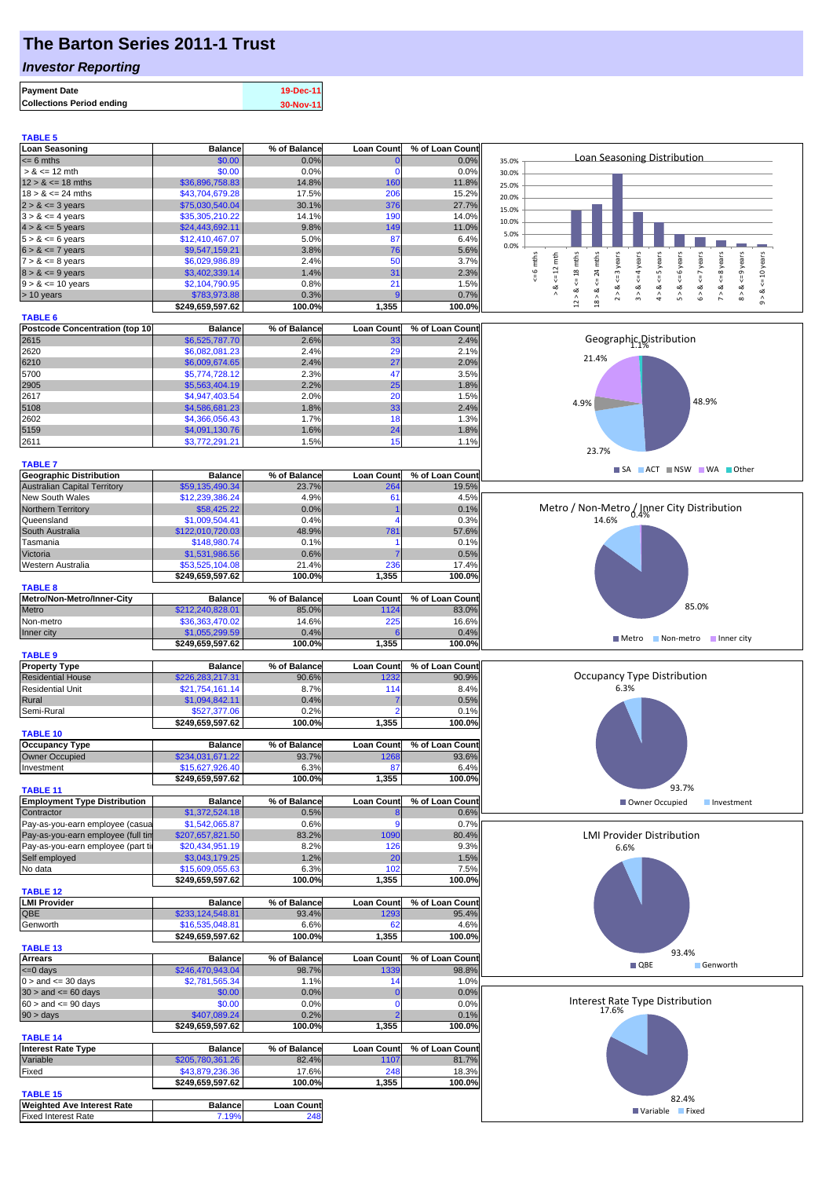# The Barton Series 2011-1 Trust

## *Investor Reporting*

| | |
|---|---|
| **Payment Date** | **19-Dec-11** |
| **Collections Period ending** | **30-Nov-11** |

**TABLE 5**

| Loan Seasoning | Balance | % of Balance | Loan Count | % of Loan Count |
|---|---|---|---|---|
| <= 6 mths | $0.00 | 0.0% | 0 | 0.0% |
| > & <= 12 mth | $0.00 | 0.0% | 0 | 0.0% |
| 12 > & <= 18 mths | $36,896,758.83 | 14.8% | 160 | 11.8% |
| 18 > & <= 24 mths | $43,704,679.28 | 17.5% | 206 | 15.2% |
| 2 > & <= 3 years | $75,030,540.04 | 30.1% | 376 | 27.7% |
| 3 > & <= 4 years | $35,305,210.22 | 14.1% | 190 | 14.0% |
| 4 > & <= 5 years | $24,443,692.11 | 9.8% | 149 | 11.0% |
| 5 > & <= 6 years | $12,410,467.07 | 5.0% | 87 | 6.4% |
| 6 > & <= 7 years | $9,547,159.21 | 3.8% | 76 | 5.6% |
| 7 > & <= 8 years | $6,029,986.89 | 2.4% | 50 | 3.7% |
| 8 > & <= 9 years | $3,402,339.14 | 1.4% | 31 | 2.3% |
| 9 > & <= 10 years | $2,104,790.95 | 0.8% | 21 | 1.5% |
| > 10 years | $783,973.88 | 0.3% | 9 | 0.7% |
| | **$249,659,597.62** | **100.0%** | **1,355** | **100.0%** |

Loan Seasoning Distribution
35.0%
30.0%
25.0%
20.0%
15.0%
10.0%
5.0%
0.0%
<= 6 mths
> & <= 12 mth
12 > & <= 18 mths
18 > & <= 24 mths
2 > & <= 3 years
3 > & <= 4 years
4 > & <= 5 years
5 > & <= 6 years
6 > & <= 7 years
7 > & <= 8 years
8 > & <= 9 years
9 > & <= 10 years

**TABLE 6**

| Postcode Concentration (top 10) | Balance | % of Balance | Loan Count | % of Loan Count |
|---|---|---|---|---|
| 2615 | $6,525,787.70 | 2.6% | 33 | 2.4% |
| 2620 | $6,082,081.23 | 2.4% | 29 | 2.1% |
| 6210 | $6,009,674.65 | 2.4% | 27 | 2.0% |
| 5700 | $5,774,728.12 | 2.3% | 47 | 3.5% |
| 2905 | $5,563,404.19 | 2.2% | 25 | 1.8% |
| 2617 | $4,947,403.54 | 2.0% | 20 | 1.5% |
| 5108 | $4,586,681.23 | 1.8% | 33 | 2.4% |
| 2602 | $4,366,056.43 | 1.7% | 18 | 1.3% |
| 5159 | $4,091,130.76 | 1.6% | 24 | 1.8% |
| 2611 | $3,772,291.21 | 1.5% | 15 | 1.1% |

Geographic Distribution
1.1%
21.4%
4.9%
48.9%
23.7%
SA ACT NSW WA Other

**TABLE 7**

| Geographic Distribution | Balance | % of Balance | Loan Count | % of Loan Count |
|---|---|---|---|---|
| Australian Capital Territory | $59,135,490.34 | 23.7% | 264 | 19.5% |
| New South Wales | $12,239,386.24 | 4.9% | 61 | 4.5% |
| Northern Territory | $58,425.22 | 0.0% | 1 | 0.1% |
| Queensland | $1,009,504.41 | 0.4% | 4 | 0.3% |
| South Australia | $122,010,720.03 | 48.9% | 781 | 57.6% |
| Tasmania | $148,980.74 | 0.1% | 1 | 0.1% |
| Victoria | $1,531,986.56 | 0.6% | 7 | 0.5% |
| Western Australia | $53,525,104.08 | 21.4% | 236 | 17.4% |
| | **$249,659,597.62** | **100.0%** | **1,355** | **100.0%** |

Metro / Non-Metro / Inner City Distribution
0.4%
14.6%
85.0%
Metro Non-metro Inner city

**TABLE 8**

| Metro/Non-Metro/Inner-City | Balance | % of Balance | Loan Count | % of Loan Count |
|---|---|---|---|---|
| Metro | $212,240,828.01 | 85.0% | 1124 | 83.0% |
| Non-metro | $36,363,470.02 | 14.6% | 225 | 16.6% |
| Inner city | $1,055,299.59 | 0.4% | 6 | 0.4% |
| | **$249,659,597.62** | **100.0%** | **1,355** | **100.0%** |

**TABLE 9**

| Property Type | Balance | % of Balance | Loan Count | % of Loan Count |
|---|---|---|---|---|
| Residential House | $226,283,217.31 | 90.6% | 1232 | 90.9% |
| Residential Unit | $21,754,161.14 | 8.7% | 114 | 8.4% |
| Rural | $1,094,842.11 | 0.4% | 7 | 0.5% |
| Semi-Rural | $527,377.06 | 0.2% | 2 | 0.1% |
| | **$249,659,597.62** | **100.0%** | **1,355** | **100.0%** |

Occupancy Type Distribution
6.3%
93.7%
Owner Occupied Investment

**TABLE 10**

| Occupancy Type | Balance | % of Balance | Loan Count | % of Loan Count |
|---|---|---|---|---|
| Owner Occupied | $234,031,671.22 | 93.7% | 1268 | 93.6% |
| Investment | $15,627,926.40 | 6.3% | 87 | 6.4% |
| | **$249,659,597.62** | **100.0%** | **1,355** | **100.0%** |

**TABLE 11**

| Employment Type Distribution | Balance | % of Balance | Loan Count | % of Loan Count |
|---|---|---|---|---|
| Contractor | $1,372,524.18 | 0.5% | 8 | 0.6% |
| Pay-as-you-earn employee (casual) | $1,542,065.87 | 0.6% | 9 | 0.7% |
| Pay-as-you-earn employee (full time) | $207,657,821.50 | 83.2% | 1090 | 80.4% |
| Pay-as-you-earn employee (part time) | $20,434,951.19 | 8.2% | 126 | 9.3% |
| Self employed | $3,043,179.25 | 1.2% | 20 | 1.5% |
| No data | $15,609,055.63 | 6.3% | 102 | 7.5% |
| | **$249,659,597.62** | **100.0%** | **1,355** | **100.0%** |

LMI Provider Distribution
6.6%
93.4%
QBE Genworth

**TABLE 12**

| LMI Provider | Balance | % of Balance | Loan Count | % of Loan Count |
|---|---|---|---|---|
| QBE | $233,124,548.81 | 93.4% | 1293 | 95.4% |
| Genworth | $16,535,048.81 | 6.6% | 62 | 4.6% |
| | **$249,659,597.62** | **100.0%** | **1,355** | **100.0%** |

**TABLE 13**

| Arrears | Balance | % of Balance | Loan Count | % of Loan Count |
|---|---|---|---|---|
| <=0 days | $246,470,943.04 | 98.7% | 1339 | 98.8% |
| 0 > and <= 30 days | $2,781,565.34 | 1.1% | 14 | 1.0% |
| 30 > and <= 60 days | $0.00 | 0.0% | 0 | 0.0% |
| 60 > and <= 90 days | $0.00 | 0.0% | 0 | 0.0% |
| 90 > days | $407,089.24 | 0.2% | 2 | 0.1% |
| | **$249,659,597.62** | **100.0%** | **1,355** | **100.0%** |

Interest Rate Type Distribution
17.6%
82.4%
Variable Fixed

**TABLE 14**

| Interest Rate Type | Balance | % of Balance | Loan Count | % of Loan Count |
|---|---|---|---|---|
| Variable | $205,780,361.26 | 82.4% | 1107 | 81.7% |
| Fixed | $43,879,236.36 | 17.6% | 248 | 18.3% |
| | **$249,659,597.62** | **100.0%** | **1,355** | **100.0%** |

**TABLE 15**

| Weighted Ave Interest Rate | Balance | Loan Count |
|---|---|---|
| Fixed Interest Rate | 7.19% | 248 |